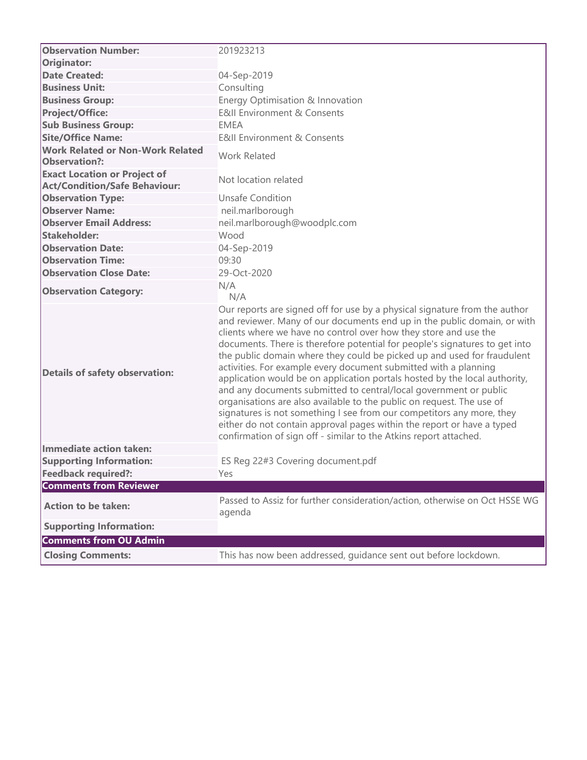| Observation Number: | 201923213 |
|---|---|
| **Originator:** | |
| **Date Created:** | 04-Sep-2019 |
| **Business Unit:** | Consulting |
| **Business Group:** | Energy Optimisation & Innovation |
| **Project/Office:** | E&II Environment & Consents |
| **Sub Business Group:** | EMEA |
| **Site/Office Name:** | E&II Environment & Consents |
| **Work Related or Non-Work Related Observation?:** | Work Related |
| **Exact Location or Project of Act/Condition/Safe Behaviour:** | Not location related |
| **Observation Type:** | Unsafe Condition |
| **Observer Name:** | neil.marlborough |
| **Observer Email Address:** | neil.marlborough@woodplc.com |
| **Stakeholder:** | Wood |
| **Observation Date:** | 04-Sep-2019 |
| **Observation Time:** | 09:30 |
| **Observation Close Date:** | 29-Oct-2020 |
| **Observation Category:** | N/A N/A |
| **Details of safety observation:** | Our reports are signed off for use by a physical signature from the author and reviewer. Many of our documents end up in the public domain, or with clients where we have no control over how they store and use the documents. There is therefore potential for people's signatures to get into the public domain where they could be picked up and used for fraudulent activities. For example every document submitted with a planning application would be on application portals hosted by the local authority, and any documents submitted to central/local government or public organisations are also available to the public on request. The use of signatures is not something I see from our competitors any more, they either do not contain approval pages within the report or have a typed confirmation of sign off - similar to the Atkins report attached. |
| **Immediate action taken:** | |
| **Supporting Information:** | ES Reg 22#3 Covering document.pdf |
| **Feedback required?:** | Yes |
| **Comments from Reviewer** | |
| **Action to be taken:** | Passed to Assiz for further consideration/action, otherwise on Oct HSSE WG agenda |
| **Supporting Information:** | |
| **Comments from OU Admin** | |
| **Closing Comments:** | This has now been addressed, guidance sent out before lockdown. |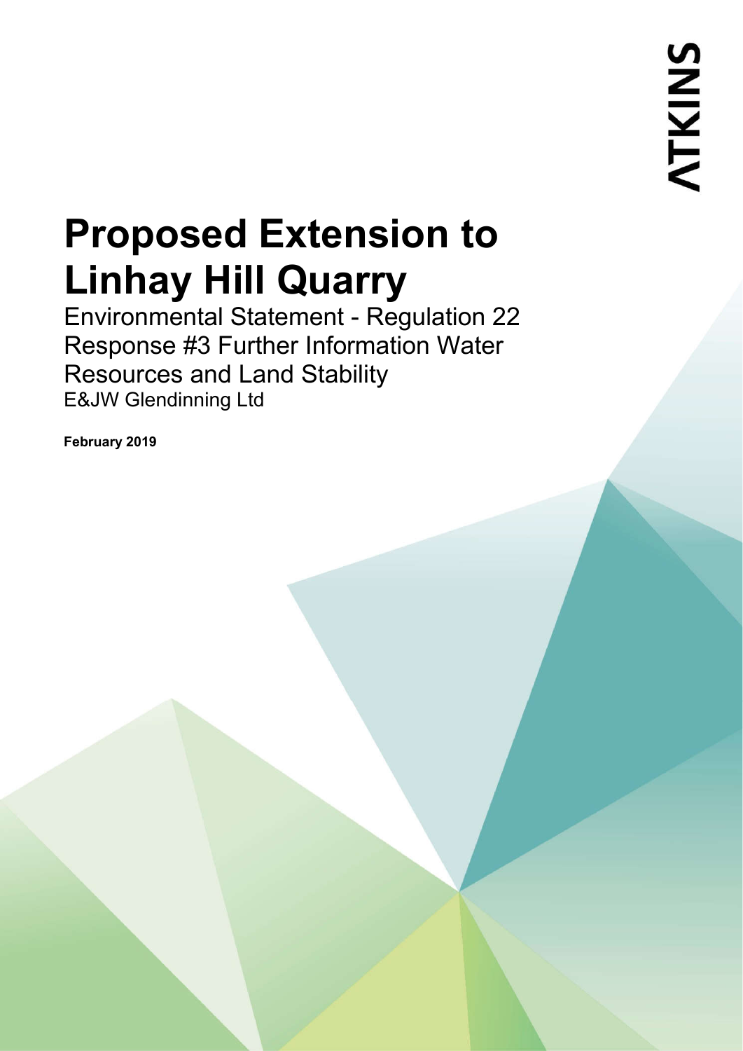# Proposed Extension to Linhay Hill Quarry

Environmental Statement - Regulation 22 Response #3 Further Information Water Resources and Land Stability

E&JW Glendinning Ltd

**February 2019**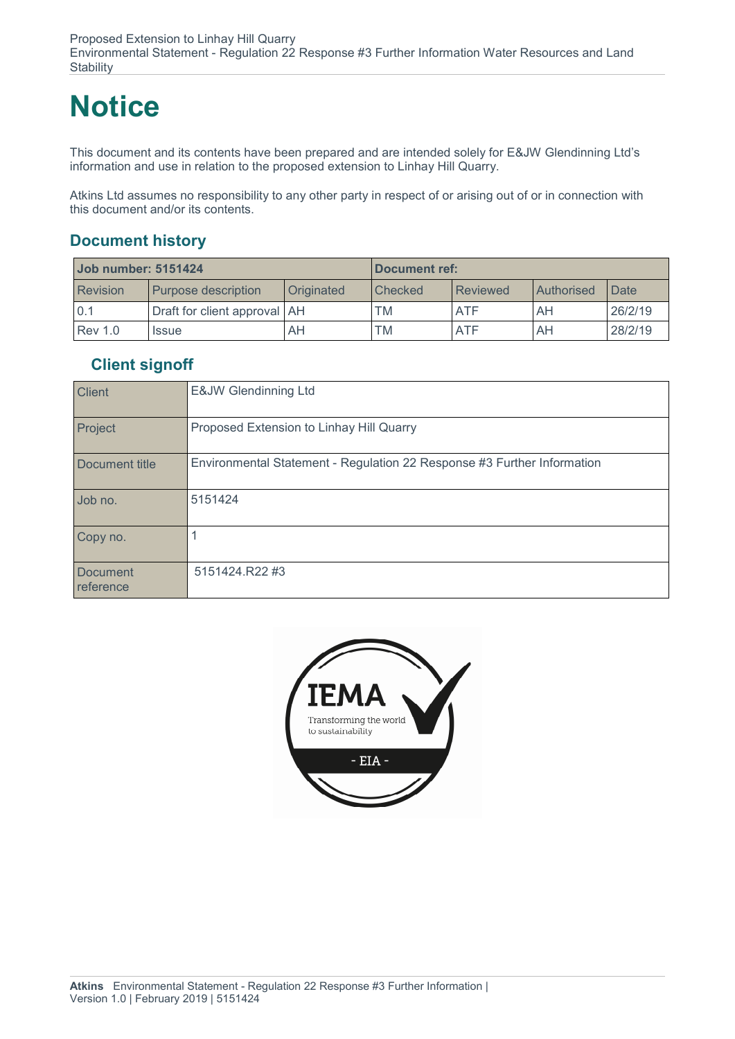# Notice

This document and its contents have been prepared and are intended solely for E&JW Glendinning Ltd's information and use in relation to the proposed extension to Linhay Hill Quarry.

Atkins Ltd assumes no responsibility to any other party in respect of or arising out of or in connection with this document and/or its contents.

## Document history

| Job number: 5151424 | | | Document ref: | | | |
|---|---|---|---|---|---|---|
| Revision | Purpose description | Originated | Checked | Reviewed | Authorised | Date |
| 0.1 | Draft for client approval | AH | TM | ATF | AH | 26/2/19 |
| Rev 1.0 | Issue | AH | TM | ATF | AH | 28/2/19 |

### Client signoff

| Client | E&JW Glendinning Ltd |
|---|---|
| Project | Proposed Extension to Linhay Hill Quarry |
| Document title | Environmental Statement - Regulation 22 Response #3 Further Information |
| Job no. | 5151424 |
| Copy no. | 1 |
| Document reference | 5151424.R22 #3 |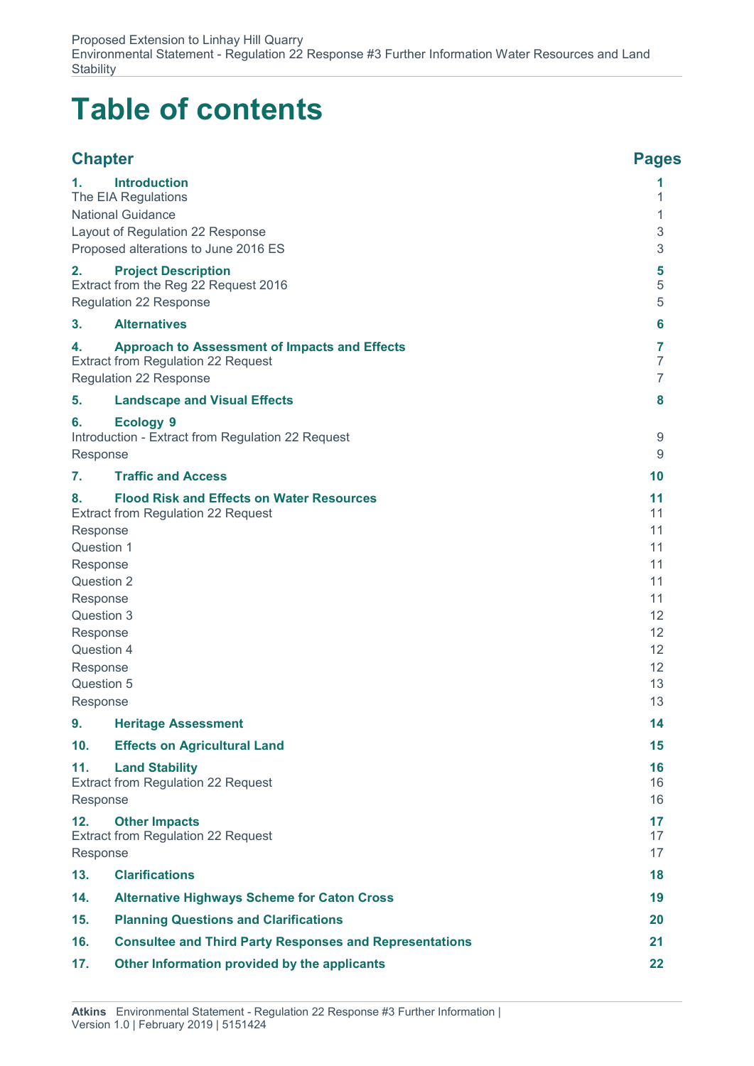# Table of contents

| Chapter | Pages |
|---|---|
| **1. Introduction** | **1** |
| The EIA Regulations | 1 |
| National Guidance | 1 |
| Layout of Regulation 22 Response | 3 |
| Proposed alterations to June 2016 ES | 3 |
| **2. Project Description** | **5** |
| Extract from the Reg 22 Request 2016 | 5 |
| Regulation 22 Response | 5 |
| **3. Alternatives** | **6** |
| **4. Approach to Assessment of Impacts and Effects** | **7** |
| Extract from Regulation 22 Request | 7 |
| Regulation 22 Response | 7 |
| **5. Landscape and Visual Effects** | **8** |
| **6. Ecology 9** | |
| Introduction - Extract from Regulation 22 Request | 9 |
| Response | 9 |
| **7. Traffic and Access** | **10** |
| **8. Flood Risk and Effects on Water Resources** | **11** |
| Extract from Regulation 22 Request | 11 |
| Response | 11 |
| Question 1 | 11 |
| Response | 11 |
| Question 2 | 11 |
| Response | 11 |
| Question 3 | 12 |
| Response | 12 |
| Question 4 | 12 |
| Response | 12 |
| Question 5 | 13 |
| Response | 13 |
| **9. Heritage Assessment** | **14** |
| **10. Effects on Agricultural Land** | **15** |
| **11. Land Stability** | **16** |
| Extract from Regulation 22 Request | 16 |
| Response | 16 |
| **12. Other Impacts** | **17** |
| Extract from Regulation 22 Request | 17 |
| Response | 17 |
| **13. Clarifications** | **18** |
| **14. Alternative Highways Scheme for Caton Cross** | **19** |
| **15. Planning Questions and Clarifications** | **20** |
| **16. Consultee and Third Party Responses and Representations** | **21** |
| **17. Other Information provided by the applicants** | **22** |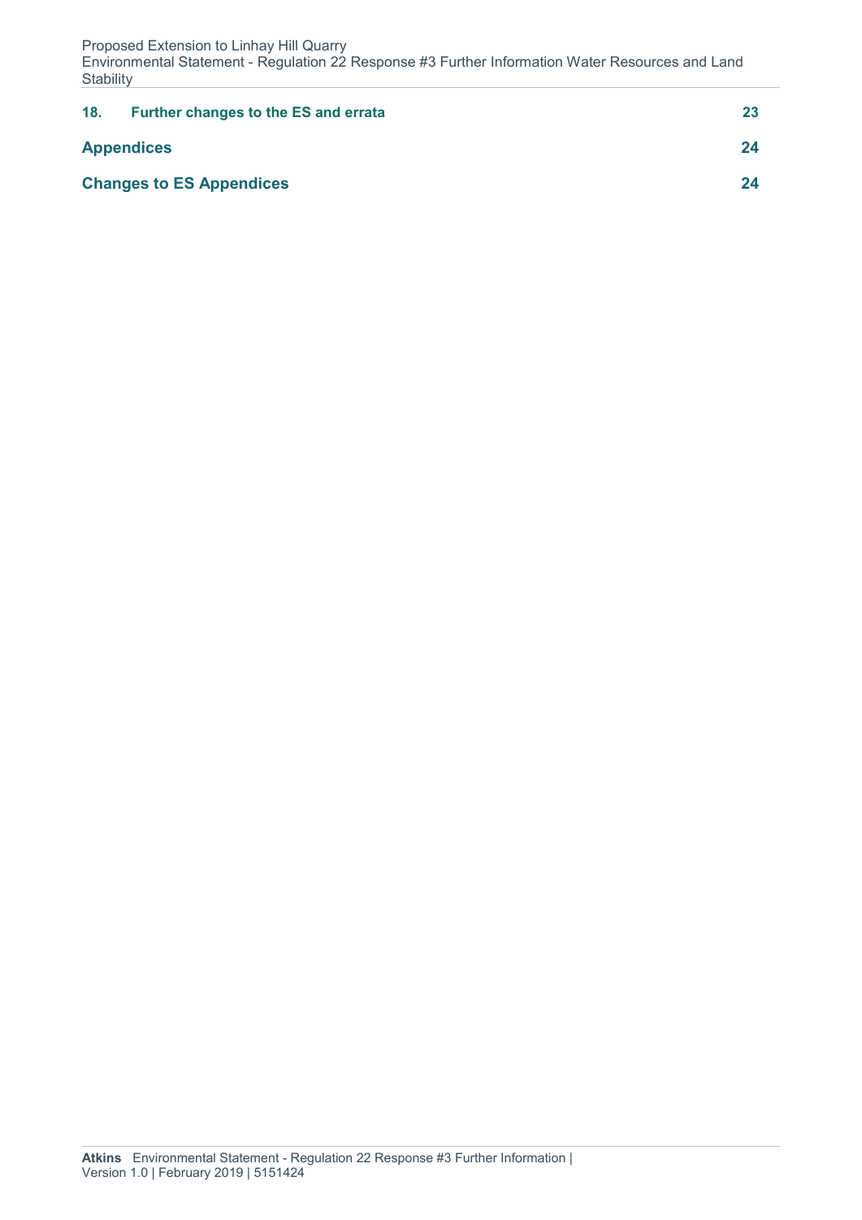| | | |
|---|---|---|
| **18.** | **Further changes to the ES and errata** | **23** |
| **Appendices** | | **24** |
| **Changes to ES Appendices** | | **24** |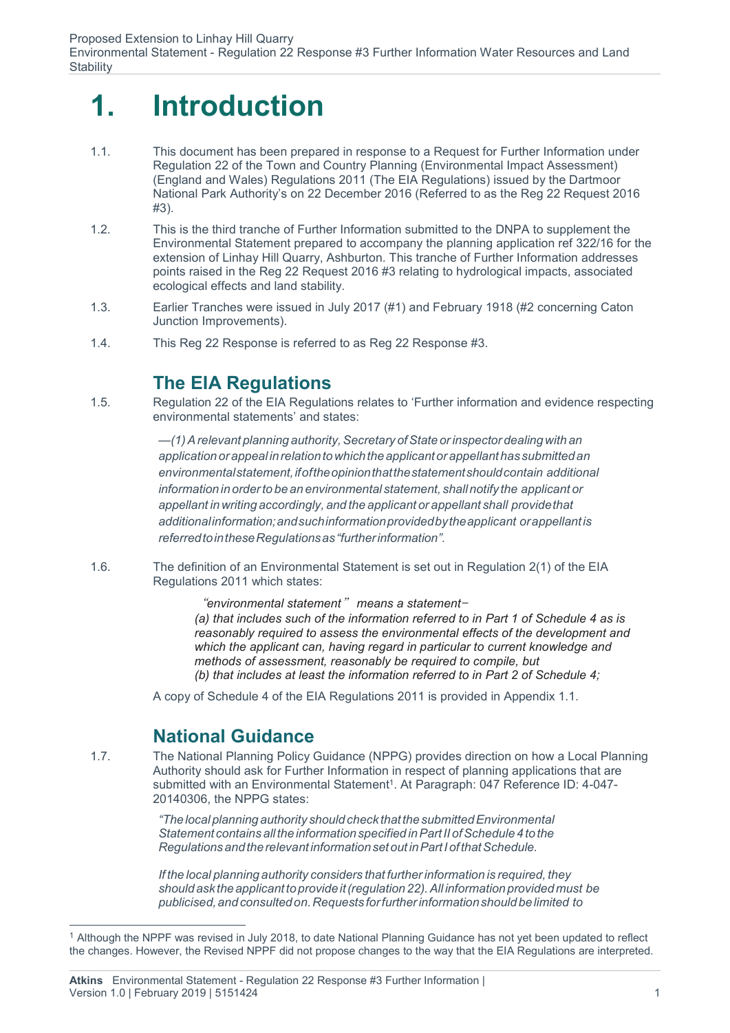# 1. Introduction

1.1. This document has been prepared in response to a Request for Further Information under Regulation 22 of the Town and Country Planning (Environmental Impact Assessment) (England and Wales) Regulations 2011 (The EIA Regulations) issued by the Dartmoor National Park Authority's on 22 December 2016 (Referred to as the Reg 22 Request 2016 #3).

1.2. This is the third tranche of Further Information submitted to the DNPA to supplement the Environmental Statement prepared to accompany the planning application ref 322/16 for the extension of Linhay Hill Quarry, Ashburton. This tranche of Further Information addresses points raised in the Reg 22 Request 2016 #3 relating to hydrological impacts, associated ecological effects and land stability.

1.3. Earlier Tranches were issued in July 2017 (#1) and February 1918 (#2 concerning Caton Junction Improvements).

1.4. This Reg 22 Response is referred to as Reg 22 Response #3.

## The EIA Regulations

1.5. Regulation 22 of the EIA Regulations relates to 'Further information and evidence respecting environmental statements' and states:

> *—(1) A relevant planning authority, Secretary of State or inspector dealing with an application or appeal in relation to which the applicant or appellant has submitted an environmental statement, if of the opinion that the statement should contain additional information in order to be an environmental statement, shall notify the applicant or appellant in writing accordingly, and the applicant or appellant shall provide that additional information; and such information provided by the applicant or appellant is referred to in these Regulations as "further information".*

1.6. The definition of an Environmental Statement is set out in Regulation 2(1) of the EIA Regulations 2011 which states:

> *"environmental statement" means a statement–*
> *(a) that includes such of the information referred to in Part 1 of Schedule 4 as is reasonably required to assess the environmental effects of the development and which the applicant can, having regard in particular to current knowledge and methods of assessment, reasonably be required to compile, but*
> *(b) that includes at least the information referred to in Part 2 of Schedule 4;*

A copy of Schedule 4 of the EIA Regulations 2011 is provided in Appendix 1.1.

## National Guidance

1.7. The National Planning Policy Guidance (NPPG) provides direction on how a Local Planning Authority should ask for Further Information in respect of planning applications that are submitted with an Environmental Statement[1]. At Paragraph: 047 Reference ID: 4-047-20140306, the NPPG states:

> *"The local planning authority should check that the submitted Environmental Statement contains all the information specified in Part II of Schedule 4 to the Regulations and the relevant information set out in Part I of that Schedule.*
>
> *If the local planning authority considers that further information is required, they should ask the applicant to provide it (regulation 22). All information provided must be publicised, and consulted on. Requests for further information should be limited to*

[1] Although the NPPF was revised in July 2018, to date National Planning Guidance has not yet been updated to reflect the changes. However, the Revised NPPF did not propose changes to the way that the EIA Regulations are interpreted.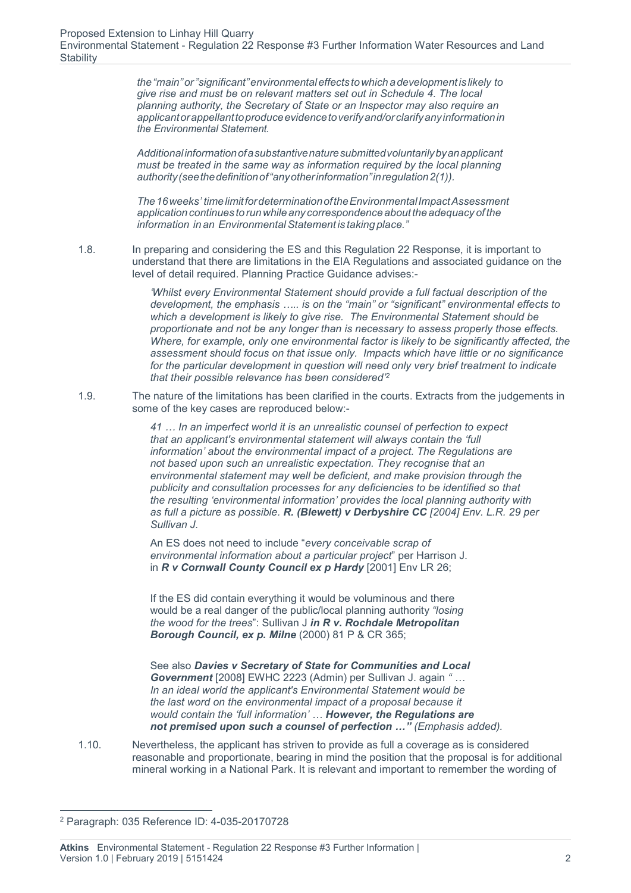*the "main" or "significant" environmental effects to which a development is likely to give rise and must be on relevant matters set out in Schedule 4. The local planning authority, the Secretary of State or an Inspector may also require an applicant or appellant to produce evidence to verify and/or clarify any information in the Environmental Statement.*

*Additional information of a substantive nature submitted voluntarily by an applicant must be treated in the same way as information required by the local planning authority (see the definition of "any other information" in regulation 2(1)).*

*The 16 weeks' time limit for determination of the Environmental Impact Assessment application continues to run while any correspondence about the adequacy of the information in an Environmental Statement is taking place."*

1.8. In preparing and considering the ES and this Regulation 22 Response, it is important to understand that there are limitations in the EIA Regulations and associated guidance on the level of detail required. Planning Practice Guidance advises:-

> *'Whilst every Environmental Statement should provide a full factual description of the development, the emphasis ….. is on the "main" or "significant" environmental effects to which a development is likely to give rise. The Environmental Statement should be proportionate and not be any longer than is necessary to assess properly those effects. Where, for example, only one environmental factor is likely to be significantly affected, the assessment should focus on that issue only. Impacts which have little or no significance for the particular development in question will need only very brief treatment to indicate that their possible relevance has been considered'*[2]

1.9. The nature of the limitations has been clarified in the courts. Extracts from the judgements in some of the key cases are reproduced below:-

> *41 … In an imperfect world it is an unrealistic counsel of perfection to expect that an applicant's environmental statement will always contain the 'full information' about the environmental impact of a project. The Regulations are not based upon such an unrealistic expectation. They recognise that an environmental statement may well be deficient, and make provision through the publicity and consultation processes for any deficiencies to be identified so that the resulting 'environmental information' provides the local planning authority with as full a picture as possible.* ***R. (Blewett) v Derbyshire CC*** *[2004] Env. L.R. 29 per Sullivan J.*
>
> An ES does not need to include "*every conceivable scrap of environmental information about a particular project*" per Harrison J. in ***R v Cornwall County Council ex p Hardy*** [2001] Env LR 26;
>
> If the ES did contain everything it would be voluminous and there would be a real danger of the public/local planning authority *"losing the wood for the trees*": Sullivan J ***in R v. Rochdale Metropolitan Borough Council, ex p. Milne*** (2000) 81 P & CR 365;
>
> See also ***Davies v Secretary of State for Communities and Local Government*** [2008] EWHC 2223 (Admin) per Sullivan J. again *" … In an ideal world the applicant's Environmental Statement would be the last word on the environmental impact of a proposal because it would contain the 'full information' …* ***However, the Regulations are not premised upon such a counsel of perfection …"*** *(Emphasis added).*

1.10. Nevertheless, the applicant has striven to provide as full a coverage as is considered reasonable and proportionate, bearing in mind the position that the proposal is for additional mineral working in a National Park. It is relevant and important to remember the wording of

[2] Paragraph: 035 Reference ID: 4-035-20170728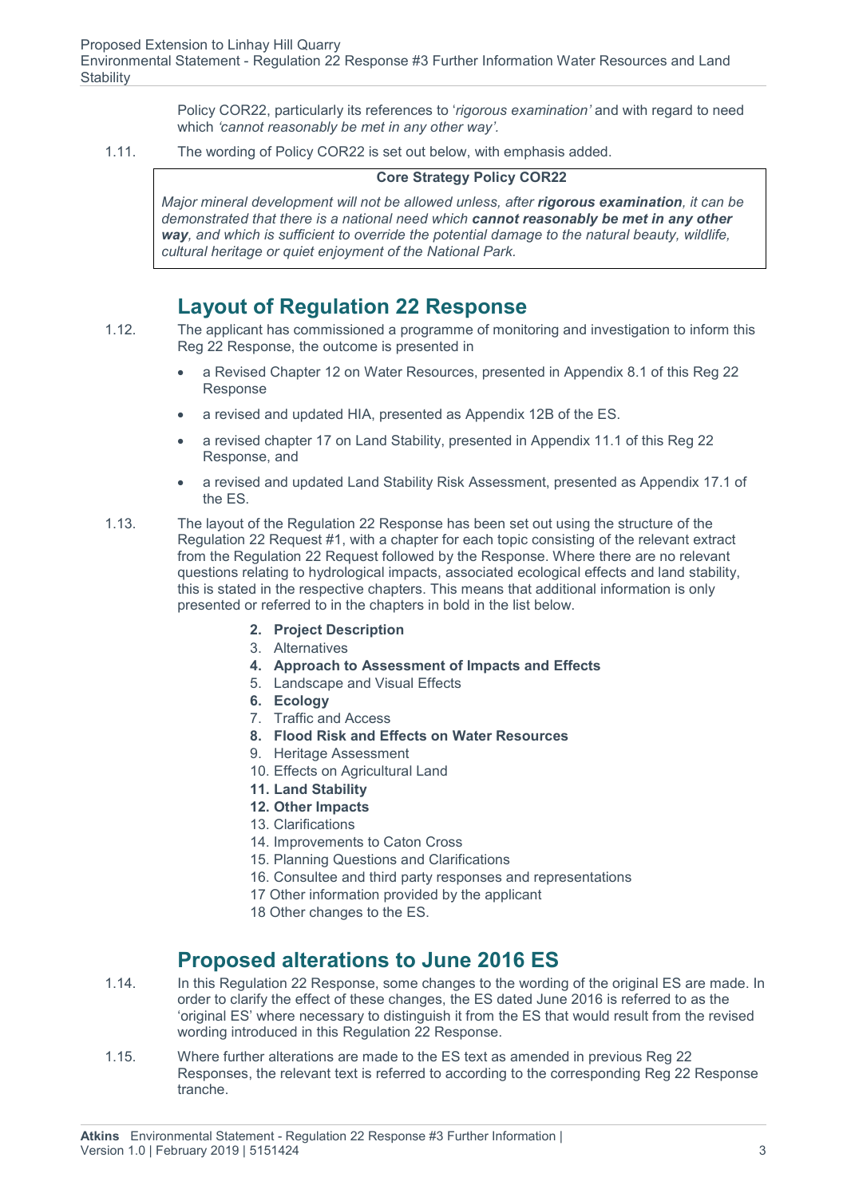Policy COR22, particularly its references to '*rigorous examination'* and with regard to need which *'cannot reasonably be met in any other way'.*

1.11. The wording of Policy COR22 is set out below, with emphasis added.

> **Core Strategy Policy COR22**
>
> *Major mineral development will not be allowed unless, after **rigorous examination**, it can be demonstrated that there is a national need which **cannot reasonably be met in any other way**, and which is sufficient to override the potential damage to the natural beauty, wildlife, cultural heritage or quiet enjoyment of the National Park.*

## Layout of Regulation 22 Response

1.12. The applicant has commissioned a programme of monitoring and investigation to inform this Reg 22 Response, the outcome is presented in

- a Revised Chapter 12 on Water Resources, presented in Appendix 8.1 of this Reg 22 Response
- a revised and updated HIA, presented as Appendix 12B of the ES.
- a revised chapter 17 on Land Stability, presented in Appendix 11.1 of this Reg 22 Response, and
- a revised and updated Land Stability Risk Assessment, presented as Appendix 17.1 of the ES.

1.13. The layout of the Regulation 22 Response has been set out using the structure of the Regulation 22 Request #1, with a chapter for each topic consisting of the relevant extract from the Regulation 22 Request followed by the Response. Where there are no relevant questions relating to hydrological impacts, associated ecological effects and land stability, this is stated in the respective chapters. This means that additional information is only presented or referred to in the chapters in bold in the list below.

2. **Project Description**
3. Alternatives
4. **Approach to Assessment of Impacts and Effects**
5. Landscape and Visual Effects
6. **Ecology**
7. Traffic and Access
8. **Flood Risk and Effects on Water Resources**
9. Heritage Assessment
10. Effects on Agricultural Land
11. **Land Stability**
12. **Other Impacts**
13. Clarifications
14. Improvements to Caton Cross
15. Planning Questions and Clarifications
16. Consultee and third party responses and representations
17. Other information provided by the applicant
18. Other changes to the ES.

## Proposed alterations to June 2016 ES

1.14. In this Regulation 22 Response, some changes to the wording of the original ES are made. In order to clarify the effect of these changes, the ES dated June 2016 is referred to as the 'original ES' where necessary to distinguish it from the ES that would result from the revised wording introduced in this Regulation 22 Response.

1.15. Where further alterations are made to the ES text as amended in previous Reg 22 Responses, the relevant text is referred to according to the corresponding Reg 22 Response tranche.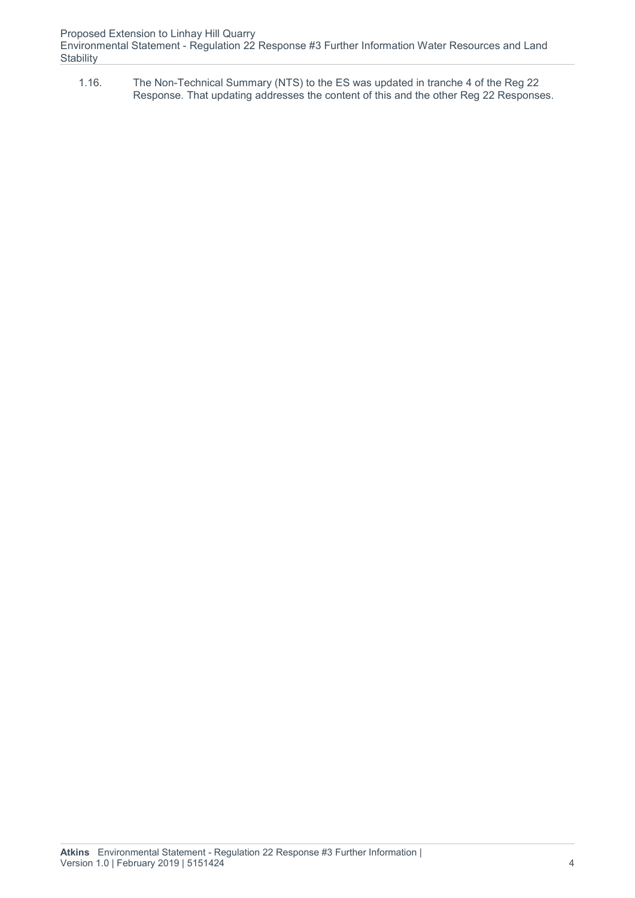1.16. The Non-Technical Summary (NTS) to the ES was updated in tranche 4 of the Reg 22 Response. That updating addresses the content of this and the other Reg 22 Responses.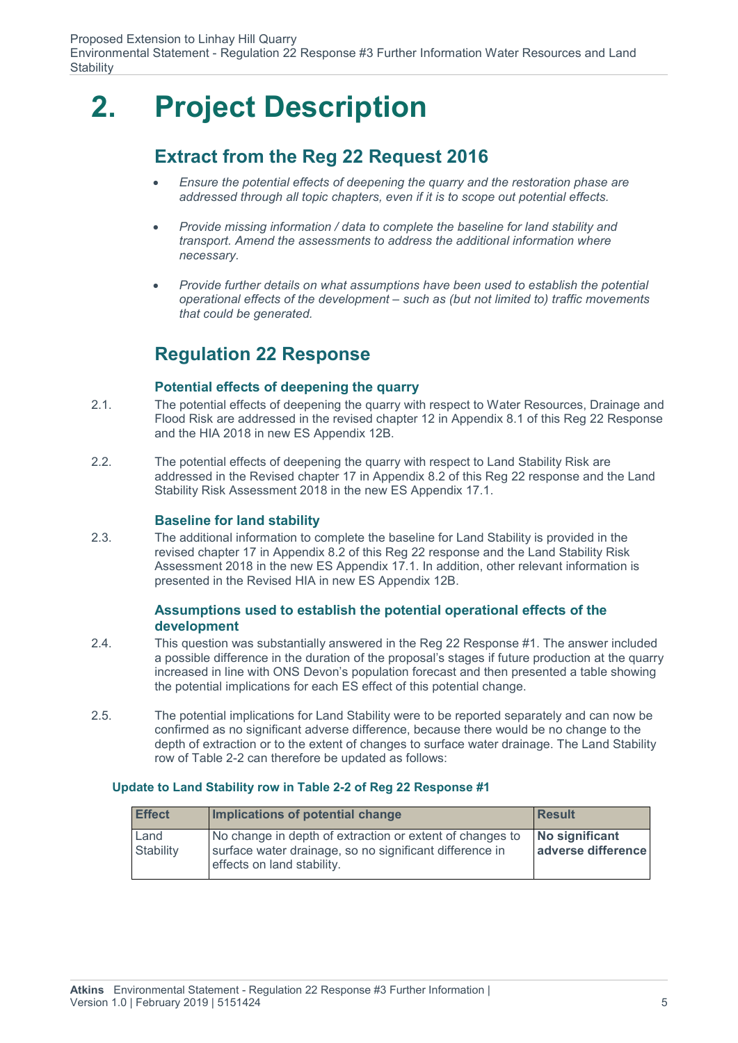# 2. Project Description

## Extract from the Reg 22 Request 2016

- *Ensure the potential effects of deepening the quarry and the restoration phase are addressed through all topic chapters, even if it is to scope out potential effects.*
- *Provide missing information / data to complete the baseline for land stability and transport. Amend the assessments to address the additional information where necessary.*
- *Provide further details on what assumptions have been used to establish the potential operational effects of the development – such as (but not limited to) traffic movements that could be generated.*

## Regulation 22 Response

### Potential effects of deepening the quarry

2.1. The potential effects of deepening the quarry with respect to Water Resources, Drainage and Flood Risk are addressed in the revised chapter 12 in Appendix 8.1 of this Reg 22 Response and the HIA 2018 in new ES Appendix 12B.

2.2. The potential effects of deepening the quarry with respect to Land Stability Risk are addressed in the Revised chapter 17 in Appendix 8.2 of this Reg 22 response and the Land Stability Risk Assessment 2018 in the new ES Appendix 17.1.

### Baseline for land stability

2.3. The additional information to complete the baseline for Land Stability is provided in the revised chapter 17 in Appendix 8.2 of this Reg 22 response and the Land Stability Risk Assessment 2018 in the new ES Appendix 17.1. In addition, other relevant information is presented in the Revised HIA in new ES Appendix 12B.

### Assumptions used to establish the potential operational effects of the development

2.4. This question was substantially answered in the Reg 22 Response #1. The answer included a possible difference in the duration of the proposal's stages if future production at the quarry increased in line with ONS Devon's population forecast and then presented a table showing the potential implications for each ES effect of this potential change.

2.5. The potential implications for Land Stability were to be reported separately and can now be confirmed as no significant adverse difference, because there would be no change to the depth of extraction or to the extent of changes to surface water drainage. The Land Stability row of Table 2-2 can therefore be updated as follows:

**Update to Land Stability row in Table 2-2 of Reg 22 Response #1**

| Effect | Implications of potential change | Result |
|---|---|---|
| Land Stability | No change in depth of extraction or extent of changes to surface water drainage, so no significant difference in effects on land stability. | **No significant adverse difference** |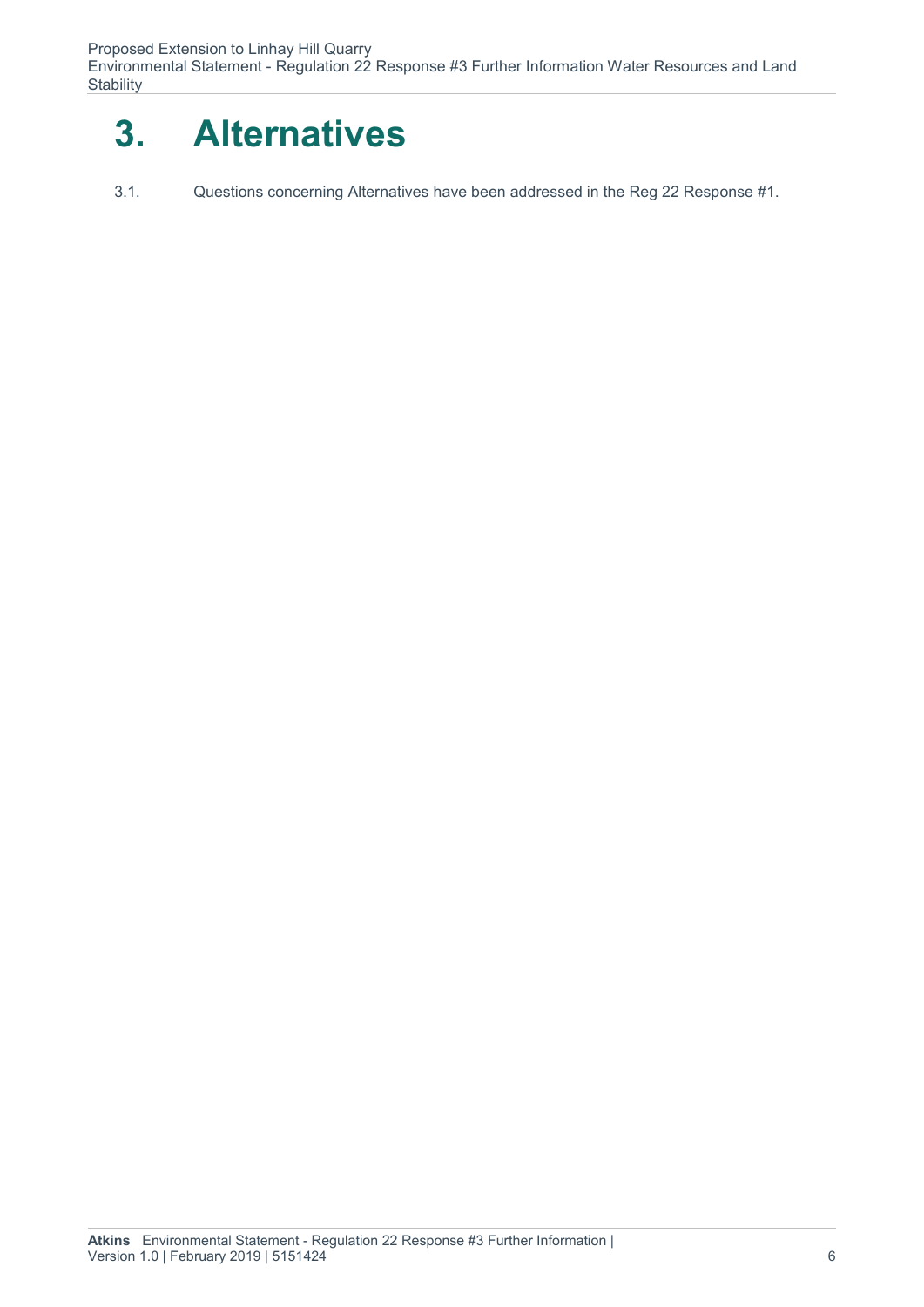# 3. Alternatives

3.1. Questions concerning Alternatives have been addressed in the Reg 22 Response #1.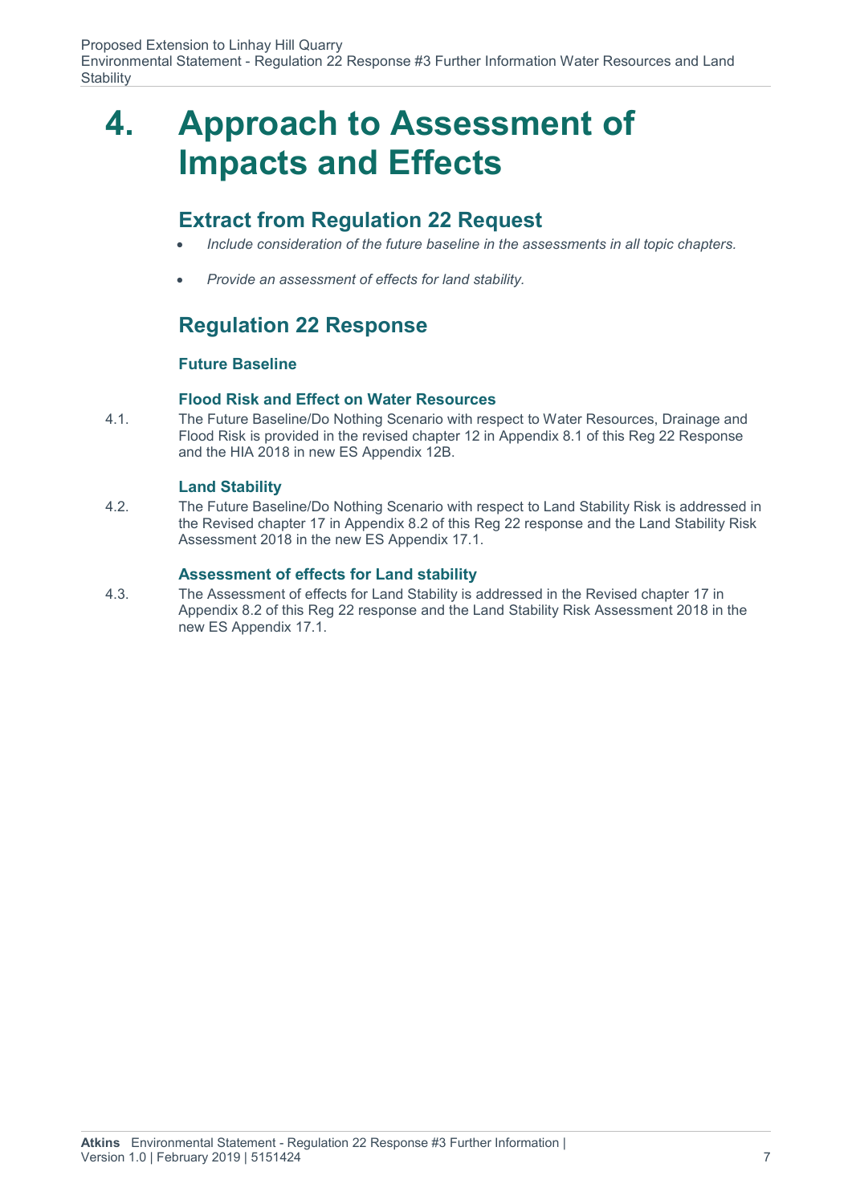# 4. Approach to Assessment of Impacts and Effects

## Extract from Regulation 22 Request

- *Include consideration of the future baseline in the assessments in all topic chapters.*
- *Provide an assessment of effects for land stability.*

## Regulation 22 Response

### Future Baseline

#### Flood Risk and Effect on Water Resources

4.1. The Future Baseline/Do Nothing Scenario with respect to Water Resources, Drainage and Flood Risk is provided in the revised chapter 12 in Appendix 8.1 of this Reg 22 Response and the HIA 2018 in new ES Appendix 12B.

#### Land Stability

4.2. The Future Baseline/Do Nothing Scenario with respect to Land Stability Risk is addressed in the Revised chapter 17 in Appendix 8.2 of this Reg 22 response and the Land Stability Risk Assessment 2018 in the new ES Appendix 17.1.

#### Assessment of effects for Land stability

4.3. The Assessment of effects for Land Stability is addressed in the Revised chapter 17 in Appendix 8.2 of this Reg 22 response and the Land Stability Risk Assessment 2018 in the new ES Appendix 17.1.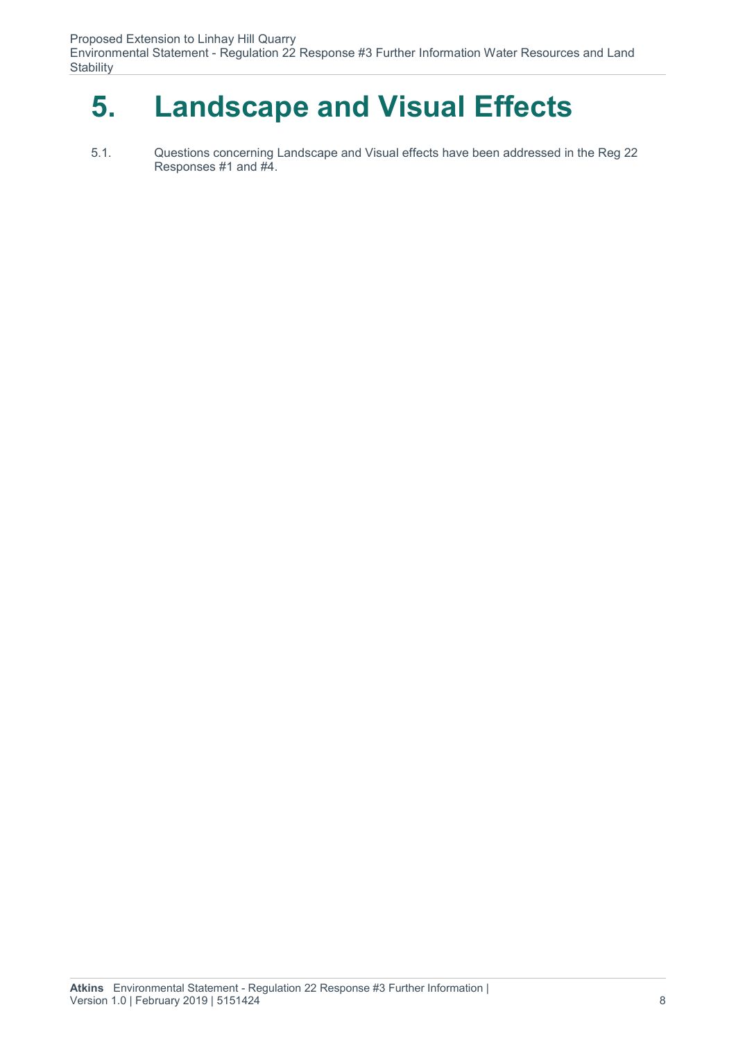# 5. Landscape and Visual Effects

5.1. Questions concerning Landscape and Visual effects have been addressed in the Reg 22 Responses #1 and #4.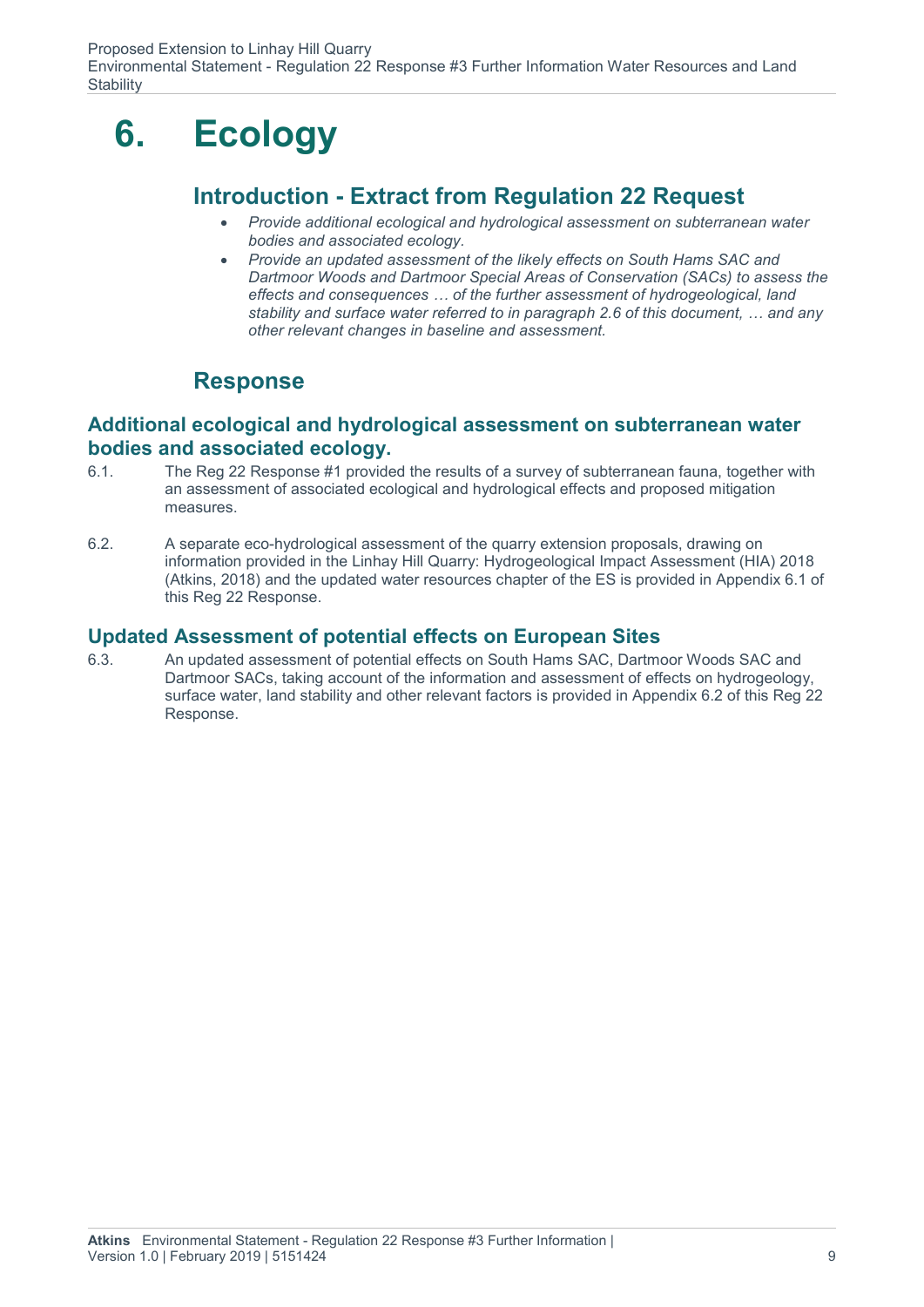# 6. Ecology

## Introduction - Extract from Regulation 22 Request

- *Provide additional ecological and hydrological assessment on subterranean water bodies and associated ecology.*
- *Provide an updated assessment of the likely effects on South Hams SAC and Dartmoor Woods and Dartmoor Special Areas of Conservation (SACs) to assess the effects and consequences … of the further assessment of hydrogeological, land stability and surface water referred to in paragraph 2.6 of this document, … and any other relevant changes in baseline and assessment.*

## Response

### Additional ecological and hydrological assessment on subterranean water bodies and associated ecology.

6.1. The Reg 22 Response #1 provided the results of a survey of subterranean fauna, together with an assessment of associated ecological and hydrological effects and proposed mitigation measures.

6.2. A separate eco-hydrological assessment of the quarry extension proposals, drawing on information provided in the Linhay Hill Quarry: Hydrogeological Impact Assessment (HIA) 2018 (Atkins, 2018) and the updated water resources chapter of the ES is provided in Appendix 6.1 of this Reg 22 Response.

### Updated Assessment of potential effects on European Sites

6.3. An updated assessment of potential effects on South Hams SAC, Dartmoor Woods SAC and Dartmoor SACs, taking account of the information and assessment of effects on hydrogeology, surface water, land stability and other relevant factors is provided in Appendix 6.2 of this Reg 22 Response.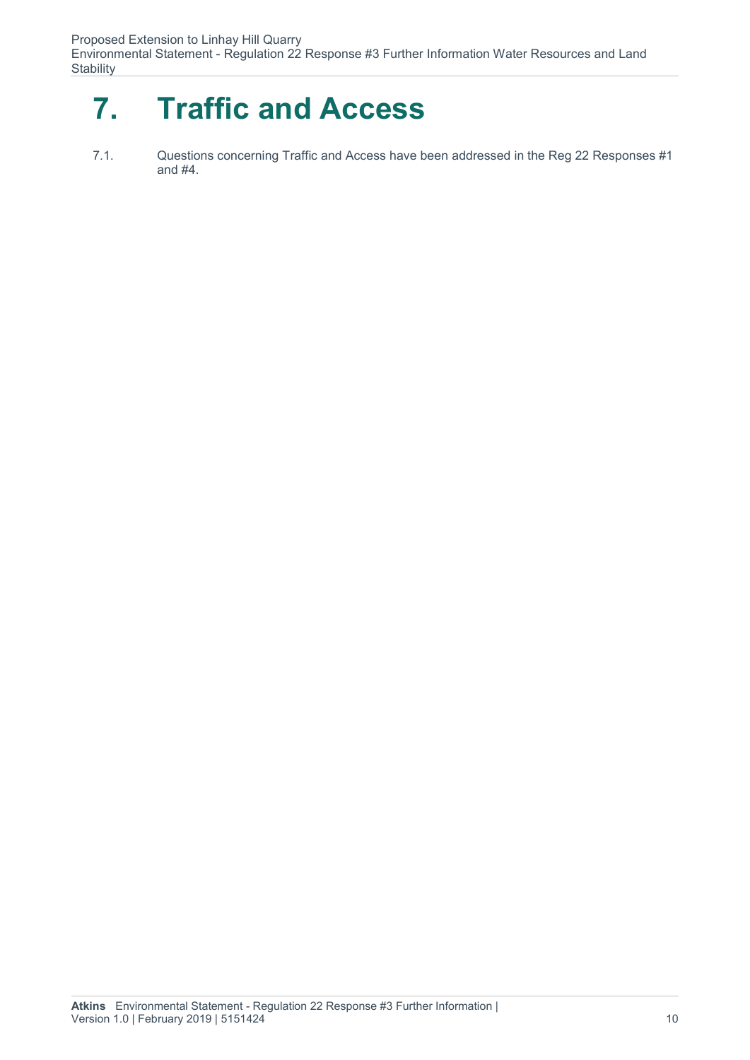# 7. Traffic and Access

7.1. Questions concerning Traffic and Access have been addressed in the Reg 22 Responses #1 and #4.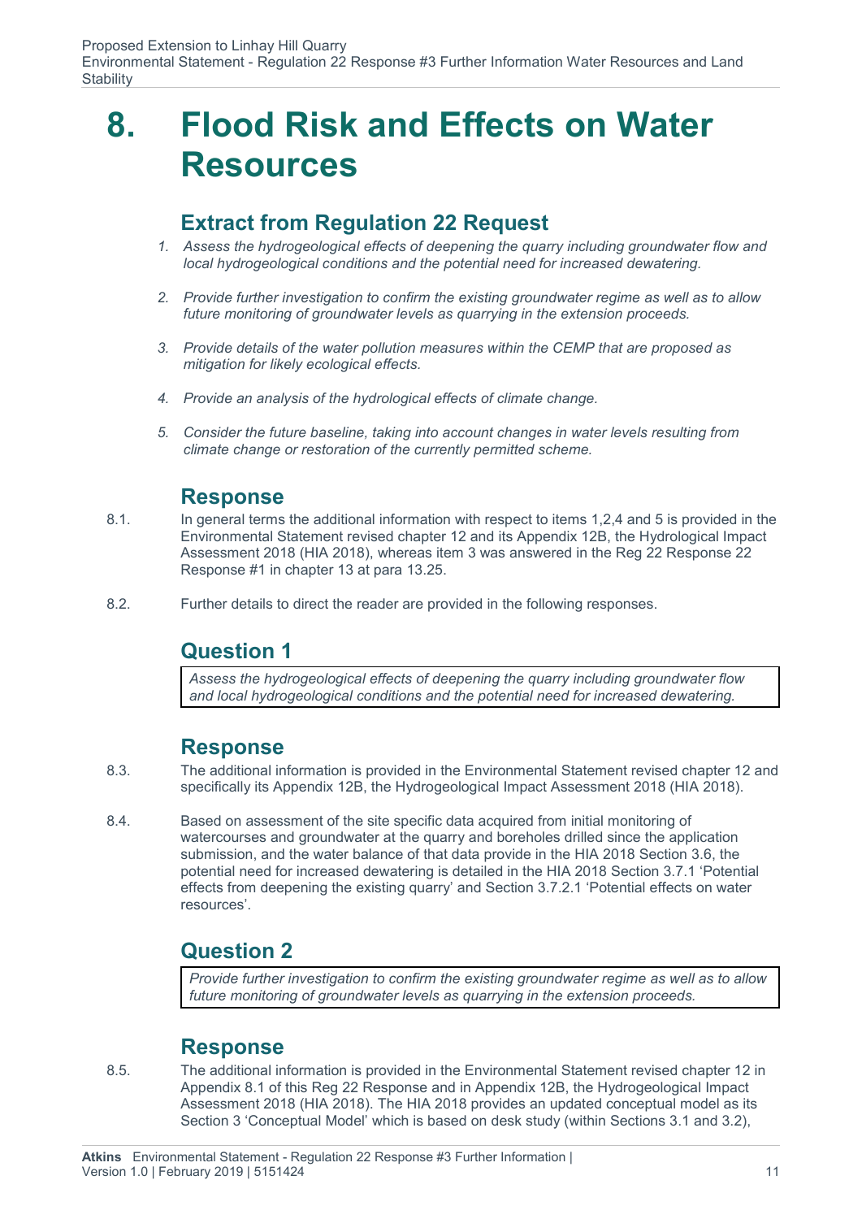# 8. Flood Risk and Effects on Water Resources

## Extract from Regulation 22 Request

1. *Assess the hydrogeological effects of deepening the quarry including groundwater flow and local hydrogeological conditions and the potential need for increased dewatering.*
2. *Provide further investigation to confirm the existing groundwater regime as well as to allow future monitoring of groundwater levels as quarrying in the extension proceeds.*
3. *Provide details of the water pollution measures within the CEMP that are proposed as mitigation for likely ecological effects.*
4. *Provide an analysis of the hydrological effects of climate change.*
5. *Consider the future baseline, taking into account changes in water levels resulting from climate change or restoration of the currently permitted scheme.*

## Response

8.1. In general terms the additional information with respect to items 1,2,4 and 5 is provided in the Environmental Statement revised chapter 12 and its Appendix 12B, the Hydrological Impact Assessment 2018 (HIA 2018), whereas item 3 was answered in the Reg 22 Response 22 Response #1 in chapter 13 at para 13.25.

8.2. Further details to direct the reader are provided in the following responses.

## Question 1

> *Assess the hydrogeological effects of deepening the quarry including groundwater flow and local hydrogeological conditions and the potential need for increased dewatering.*

## Response

8.3. The additional information is provided in the Environmental Statement revised chapter 12 and specifically its Appendix 12B, the Hydrogeological Impact Assessment 2018 (HIA 2018).

8.4. Based on assessment of the site specific data acquired from initial monitoring of watercourses and groundwater at the quarry and boreholes drilled since the application submission, and the water balance of that data provide in the HIA 2018 Section 3.6, the potential need for increased dewatering is detailed in the HIA 2018 Section 3.7.1 'Potential effects from deepening the existing quarry' and Section 3.7.2.1 'Potential effects on water resources'.

## Question 2

> *Provide further investigation to confirm the existing groundwater regime as well as to allow future monitoring of groundwater levels as quarrying in the extension proceeds.*

## Response

8.5. The additional information is provided in the Environmental Statement revised chapter 12 in Appendix 8.1 of this Reg 22 Response and in Appendix 12B, the Hydrogeological Impact Assessment 2018 (HIA 2018). The HIA 2018 provides an updated conceptual model as its Section 3 'Conceptual Model' which is based on desk study (within Sections 3.1 and 3.2),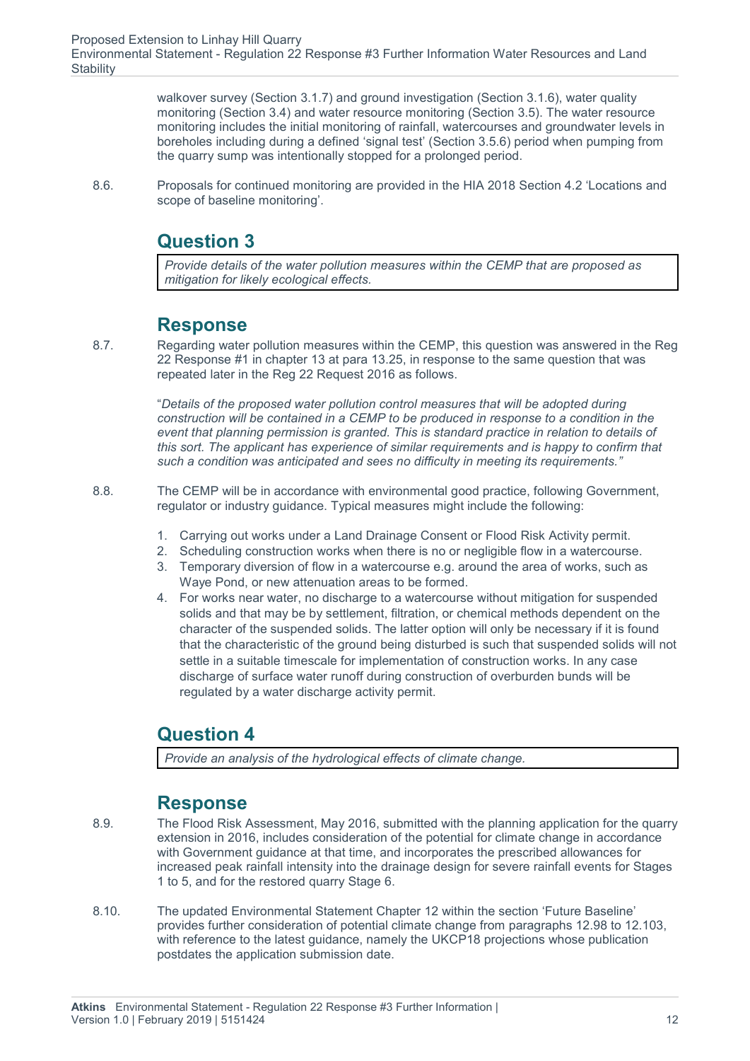walkover survey (Section 3.1.7) and ground investigation (Section 3.1.6), water quality monitoring (Section 3.4) and water resource monitoring (Section 3.5). The water resource monitoring includes the initial monitoring of rainfall, watercourses and groundwater levels in boreholes including during a defined 'signal test' (Section 3.5.6) period when pumping from the quarry sump was intentionally stopped for a prolonged period.

8.6. Proposals for continued monitoring are provided in the HIA 2018 Section 4.2 'Locations and scope of baseline monitoring'.

## Question 3

*Provide details of the water pollution measures within the CEMP that are proposed as mitigation for likely ecological effects.*

### Response

8.7. Regarding water pollution measures within the CEMP, this question was answered in the Reg 22 Response #1 in chapter 13 at para 13.25, in response to the same question that was repeated later in the Reg 22 Request 2016 as follows.

"*Details of the proposed water pollution control measures that will be adopted during construction will be contained in a CEMP to be produced in response to a condition in the event that planning permission is granted. This is standard practice in relation to details of this sort. The applicant has experience of similar requirements and is happy to confirm that such a condition was anticipated and sees no difficulty in meeting its requirements.*"

8.8. The CEMP will be in accordance with environmental good practice, following Government, regulator or industry guidance. Typical measures might include the following:

1. Carrying out works under a Land Drainage Consent or Flood Risk Activity permit.
2. Scheduling construction works when there is no or negligible flow in a watercourse.
3. Temporary diversion of flow in a watercourse e.g. around the area of works, such as Waye Pond, or new attenuation areas to be formed.
4. For works near water, no discharge to a watercourse without mitigation for suspended solids and that may be by settlement, filtration, or chemical methods dependent on the character of the suspended solids. The latter option will only be necessary if it is found that the characteristic of the ground being disturbed is such that suspended solids will not settle in a suitable timescale for implementation of construction works. In any case discharge of surface water runoff during construction of overburden bunds will be regulated by a water discharge activity permit.

## Question 4

*Provide an analysis of the hydrological effects of climate change.*

### Response

8.9. The Flood Risk Assessment, May 2016, submitted with the planning application for the quarry extension in 2016, includes consideration of the potential for climate change in accordance with Government guidance at that time, and incorporates the prescribed allowances for increased peak rainfall intensity into the drainage design for severe rainfall events for Stages 1 to 5, and for the restored quarry Stage 6.

8.10. The updated Environmental Statement Chapter 12 within the section 'Future Baseline' provides further consideration of potential climate change from paragraphs 12.98 to 12.103, with reference to the latest guidance, namely the UKCP18 projections whose publication postdates the application submission date.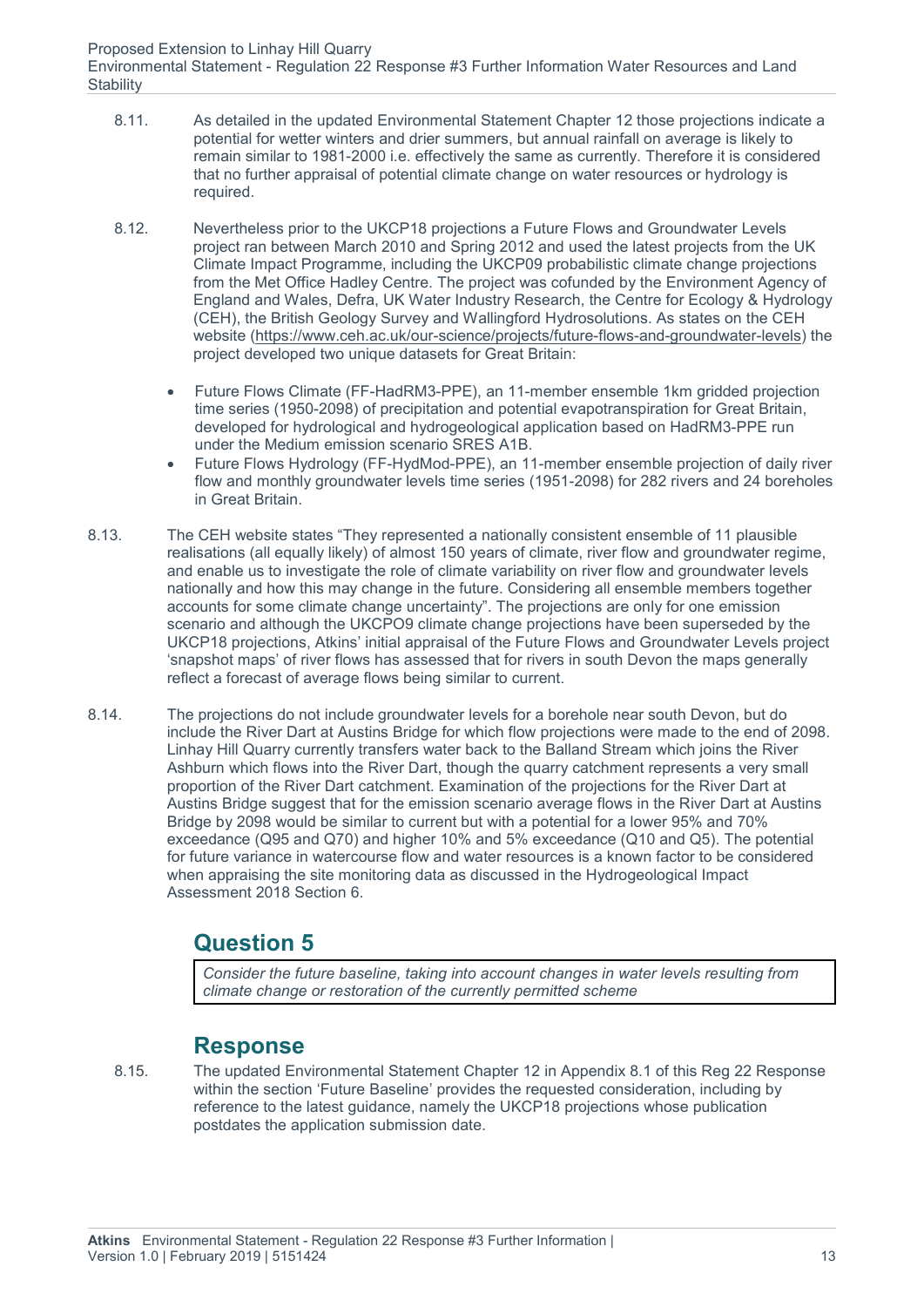8.11. As detailed in the updated Environmental Statement Chapter 12 those projections indicate a potential for wetter winters and drier summers, but annual rainfall on average is likely to remain similar to 1981-2000 i.e. effectively the same as currently. Therefore it is considered that no further appraisal of potential climate change on water resources or hydrology is required.

8.12. Nevertheless prior to the UKCP18 projections a Future Flows and Groundwater Levels project ran between March 2010 and Spring 2012 and used the latest projects from the UK Climate Impact Programme, including the UKCP09 probabilistic climate change projections from the Met Office Hadley Centre. The project was cofunded by the Environment Agency of England and Wales, Defra, UK Water Industry Research, the Centre for Ecology & Hydrology (CEH), the British Geology Survey and Wallingford Hydrosolutions. As states on the CEH website (https://www.ceh.ac.uk/our-science/projects/future-flows-and-groundwater-levels) the project developed two unique datasets for Great Britain:

- Future Flows Climate (FF-HadRM3-PPE), an 11-member ensemble 1km gridded projection time series (1950-2098) of precipitation and potential evapotranspiration for Great Britain, developed for hydrological and hydrogeological application based on HadRM3-PPE run under the Medium emission scenario SRES A1B.
- Future Flows Hydrology (FF-HydMod-PPE), an 11-member ensemble projection of daily river flow and monthly groundwater levels time series (1951-2098) for 282 rivers and 24 boreholes in Great Britain.

8.13. The CEH website states "They represented a nationally consistent ensemble of 11 plausible realisations (all equally likely) of almost 150 years of climate, river flow and groundwater regime, and enable us to investigate the role of climate variability on river flow and groundwater levels nationally and how this may change in the future. Considering all ensemble members together accounts for some climate change uncertainty". The projections are only for one emission scenario and although the UKCPO9 climate change projections have been superseded by the UKCP18 projections, Atkins' initial appraisal of the Future Flows and Groundwater Levels project 'snapshot maps' of river flows has assessed that for rivers in south Devon the maps generally reflect a forecast of average flows being similar to current.

8.14. The projections do not include groundwater levels for a borehole near south Devon, but do include the River Dart at Austins Bridge for which flow projections were made to the end of 2098. Linhay Hill Quarry currently transfers water back to the Balland Stream which joins the River Ashburn which flows into the River Dart, though the quarry catchment represents a very small proportion of the River Dart catchment. Examination of the projections for the River Dart at Austins Bridge suggest that for the emission scenario average flows in the River Dart at Austins Bridge by 2098 would be similar to current but with a potential for a lower 95% and 70% exceedance (Q95 and Q70) and higher 10% and 5% exceedance (Q10 and Q5). The potential for future variance in watercourse flow and water resources is a known factor to be considered when appraising the site monitoring data as discussed in the Hydrogeological Impact Assessment 2018 Section 6.

## Question 5

*Consider the future baseline, taking into account changes in water levels resulting from climate change or restoration of the currently permitted scheme*

## Response

8.15. The updated Environmental Statement Chapter 12 in Appendix 8.1 of this Reg 22 Response within the section 'Future Baseline' provides the requested consideration, including by reference to the latest guidance, namely the UKCP18 projections whose publication postdates the application submission date.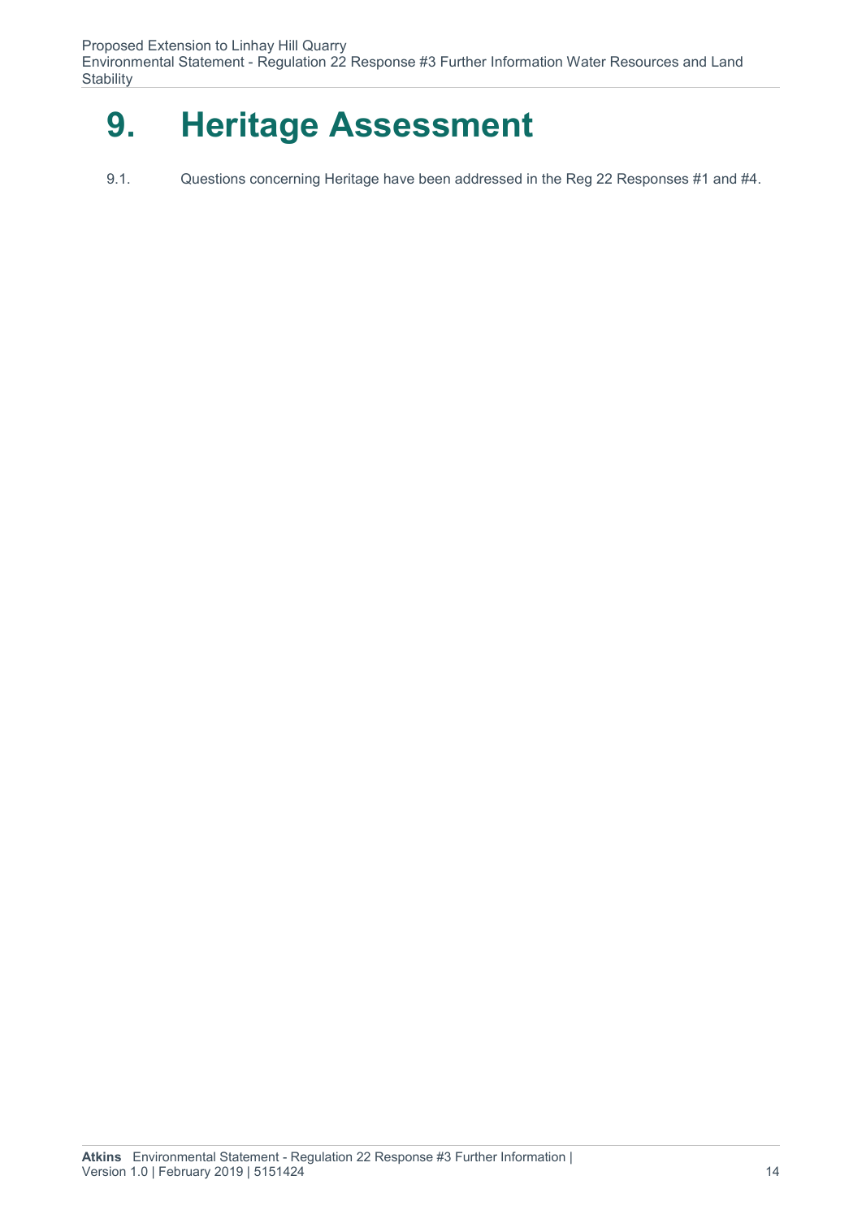# 9. Heritage Assessment

9.1. Questions concerning Heritage have been addressed in the Reg 22 Responses #1 and #4.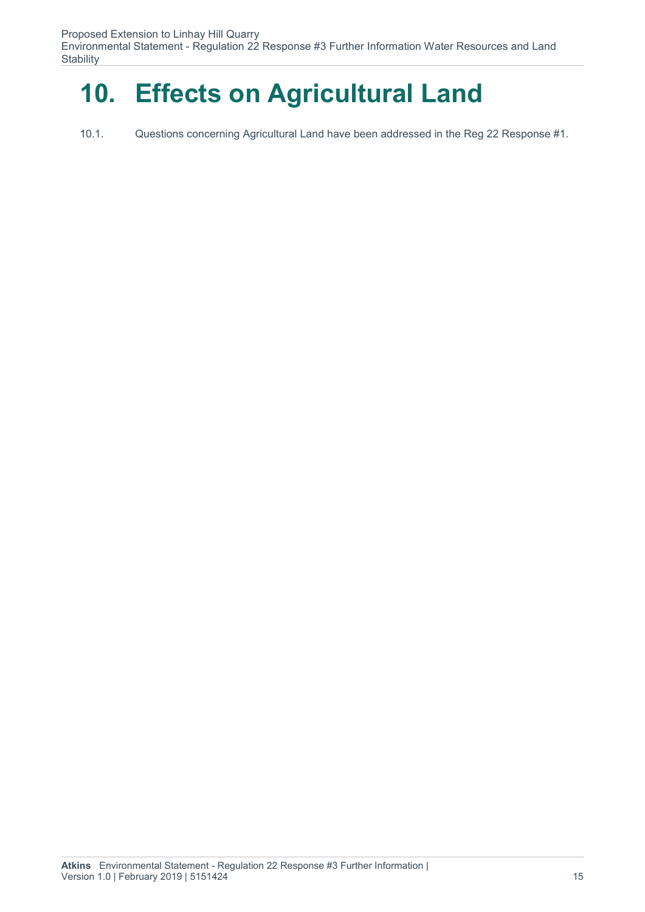# 10. Effects on Agricultural Land

10.1. Questions concerning Agricultural Land have been addressed in the Reg 22 Response #1.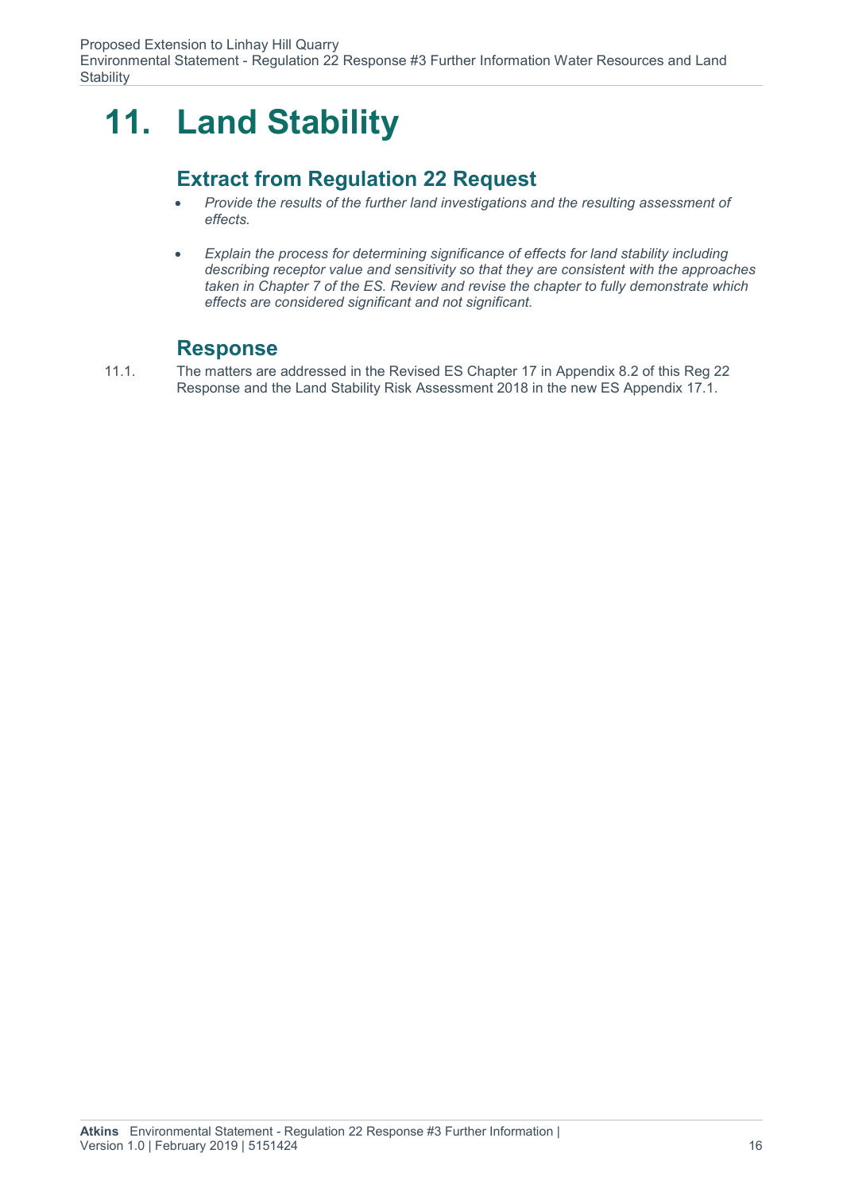# 11. Land Stability

## Extract from Regulation 22 Request

- *Provide the results of the further land investigations and the resulting assessment of effects.*
- *Explain the process for determining significance of effects for land stability including describing receptor value and sensitivity so that they are consistent with the approaches taken in Chapter 7 of the ES. Review and revise the chapter to fully demonstrate which effects are considered significant and not significant.*

## Response

11.1. The matters are addressed in the Revised ES Chapter 17 in Appendix 8.2 of this Reg 22 Response and the Land Stability Risk Assessment 2018 in the new ES Appendix 17.1.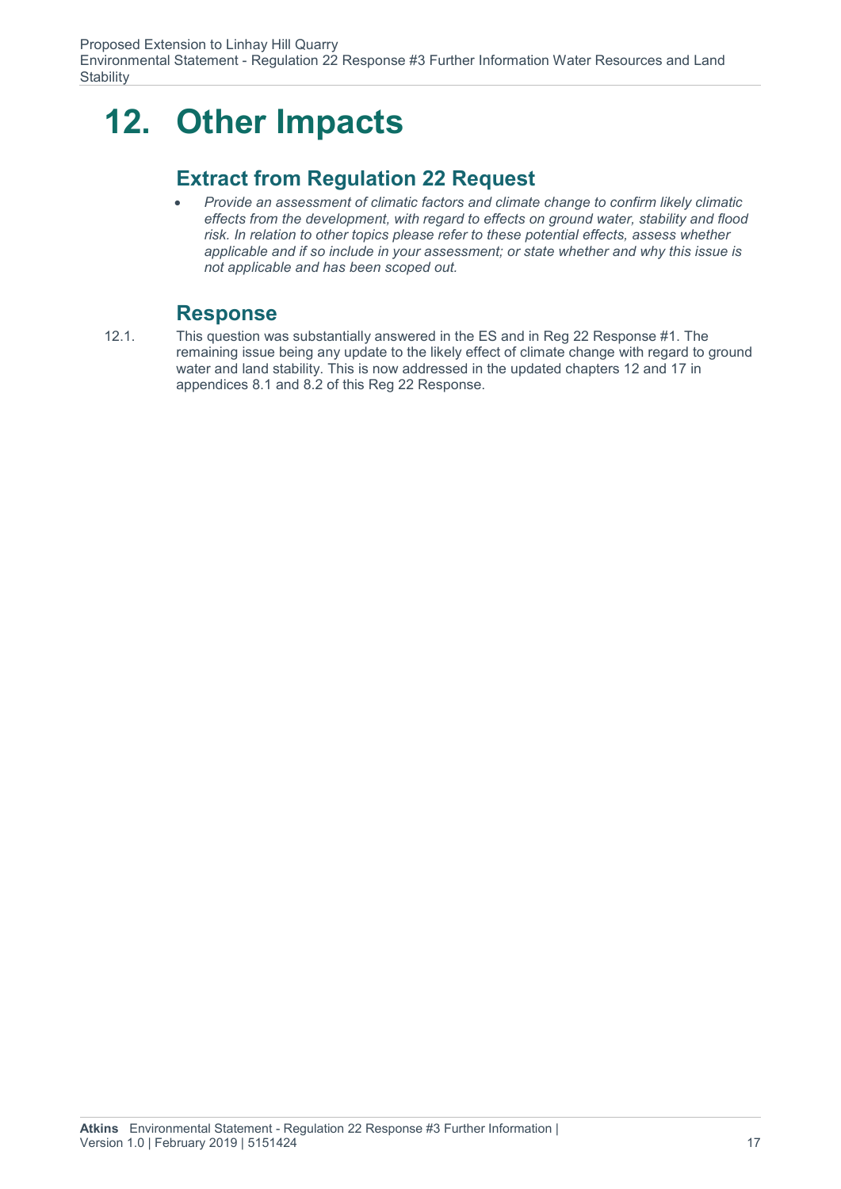# 12. Other Impacts

## Extract from Regulation 22 Request

- *Provide an assessment of climatic factors and climate change to confirm likely climatic effects from the development, with regard to effects on ground water, stability and flood risk. In relation to other topics please refer to these potential effects, assess whether applicable and if so include in your assessment; or state whether and why this issue is not applicable and has been scoped out.*

## Response

12.1. This question was substantially answered in the ES and in Reg 22 Response #1. The remaining issue being any update to the likely effect of climate change with regard to ground water and land stability. This is now addressed in the updated chapters 12 and 17 in appendices 8.1 and 8.2 of this Reg 22 Response.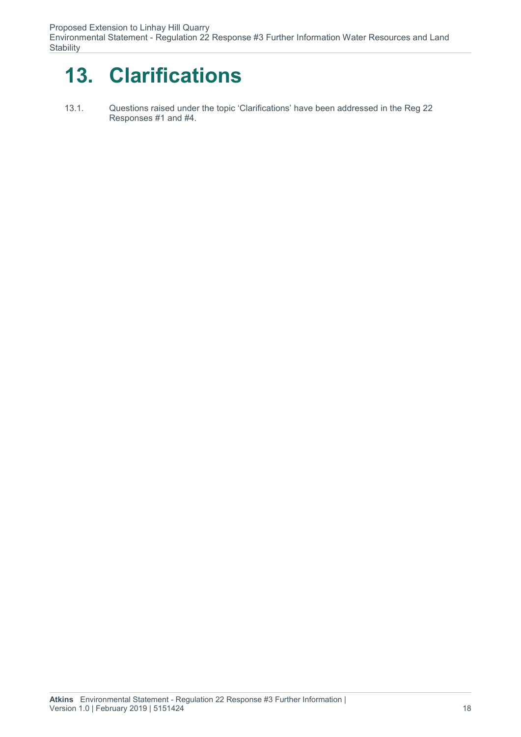# 13. Clarifications

13.1. Questions raised under the topic 'Clarifications' have been addressed in the Reg 22 Responses #1 and #4.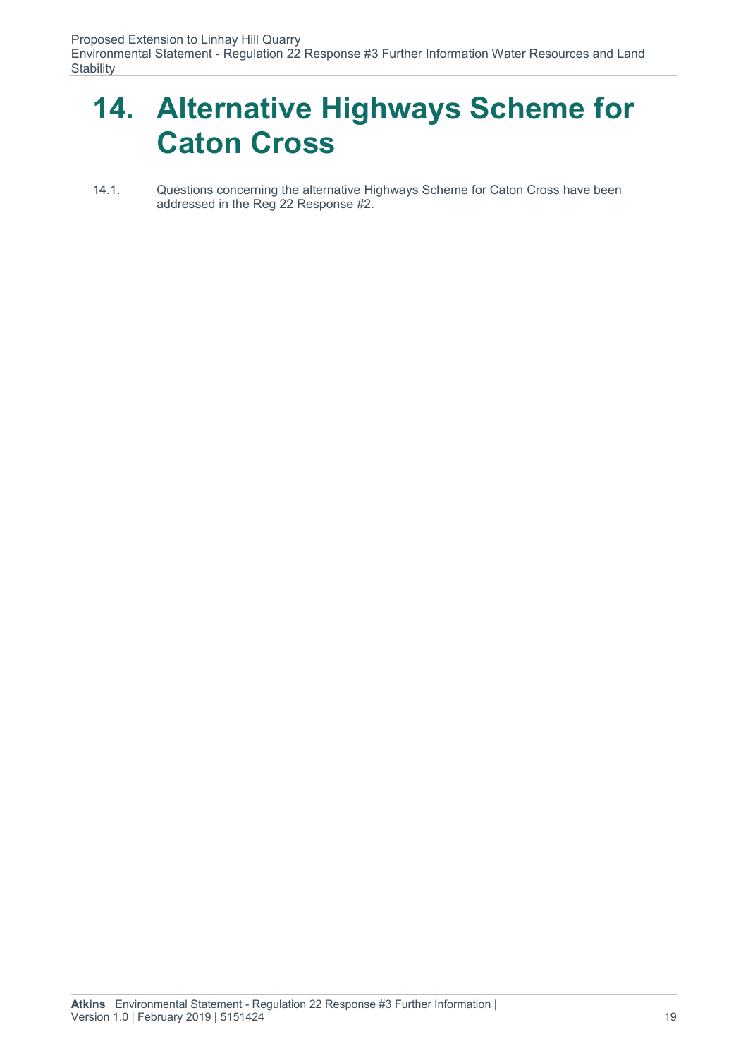# 14. Alternative Highways Scheme for Caton Cross

14.1. Questions concerning the alternative Highways Scheme for Caton Cross have been addressed in the Reg 22 Response #2.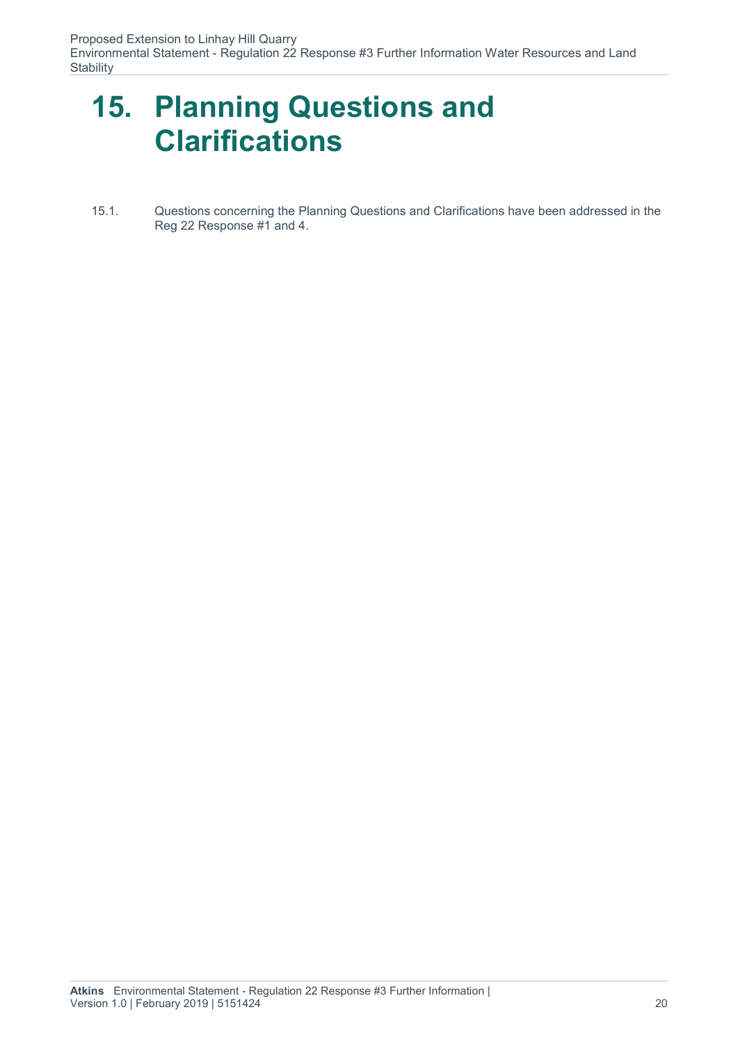# 15. Planning Questions and Clarifications

15.1. Questions concerning the Planning Questions and Clarifications have been addressed in the Reg 22 Response #1 and 4.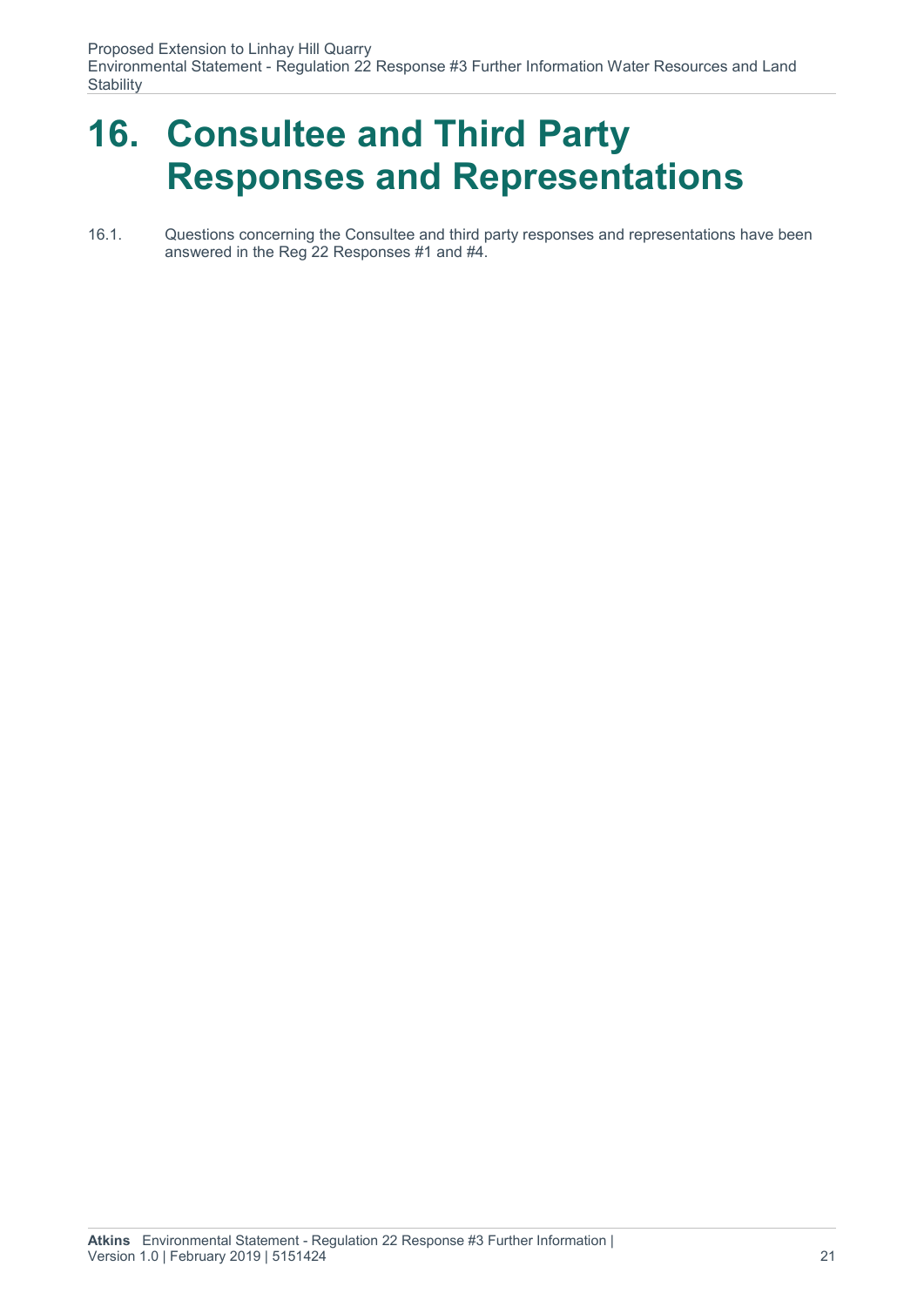# 16. Consultee and Third Party Responses and Representations

16.1. Questions concerning the Consultee and third party responses and representations have been answered in the Reg 22 Responses #1 and #4.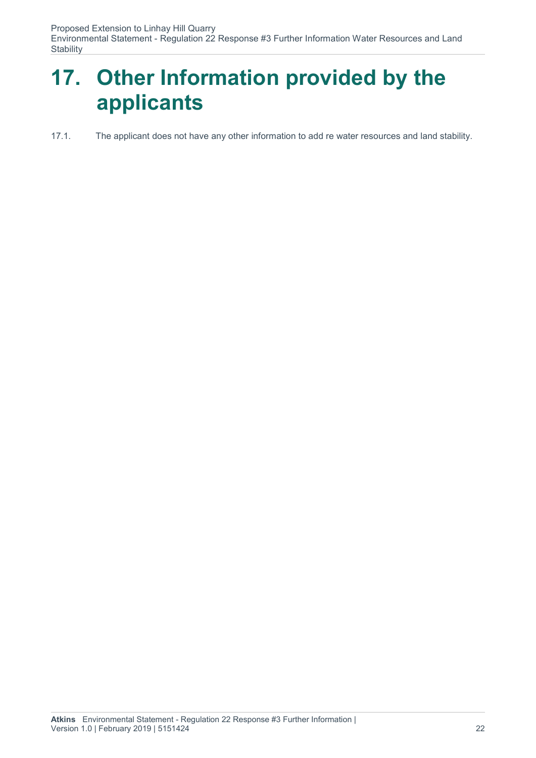# 17. Other Information provided by the applicants

17.1. The applicant does not have any other information to add re water resources and land stability.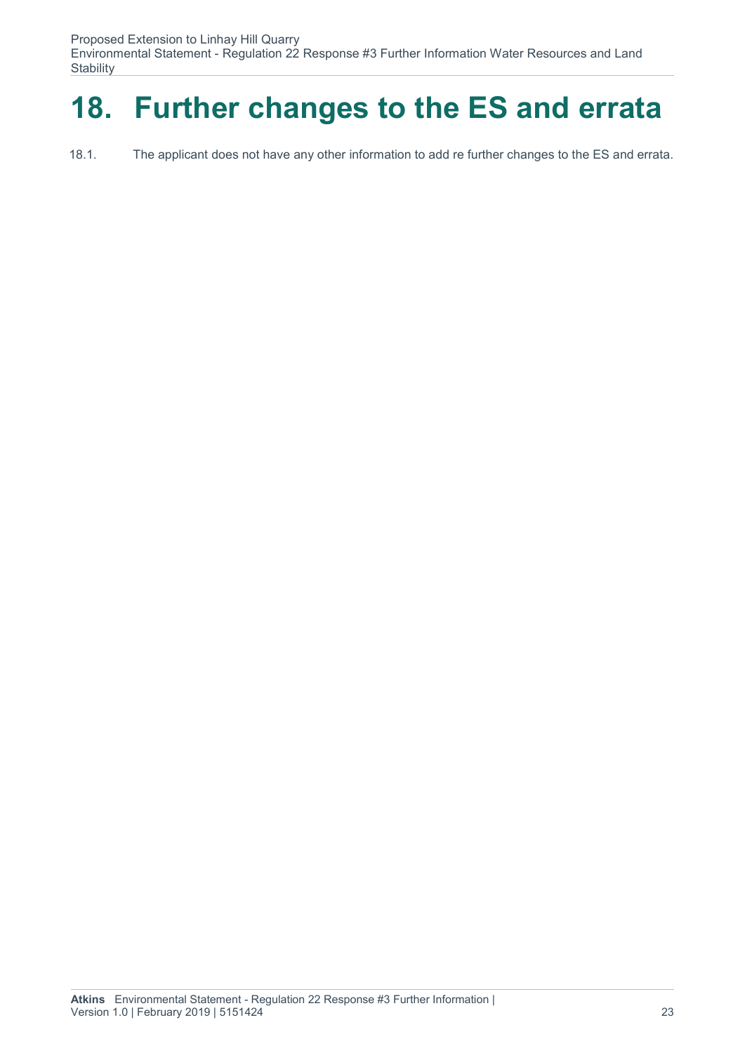# 18. Further changes to the ES and errata

18.1. The applicant does not have any other information to add re further changes to the ES and errata.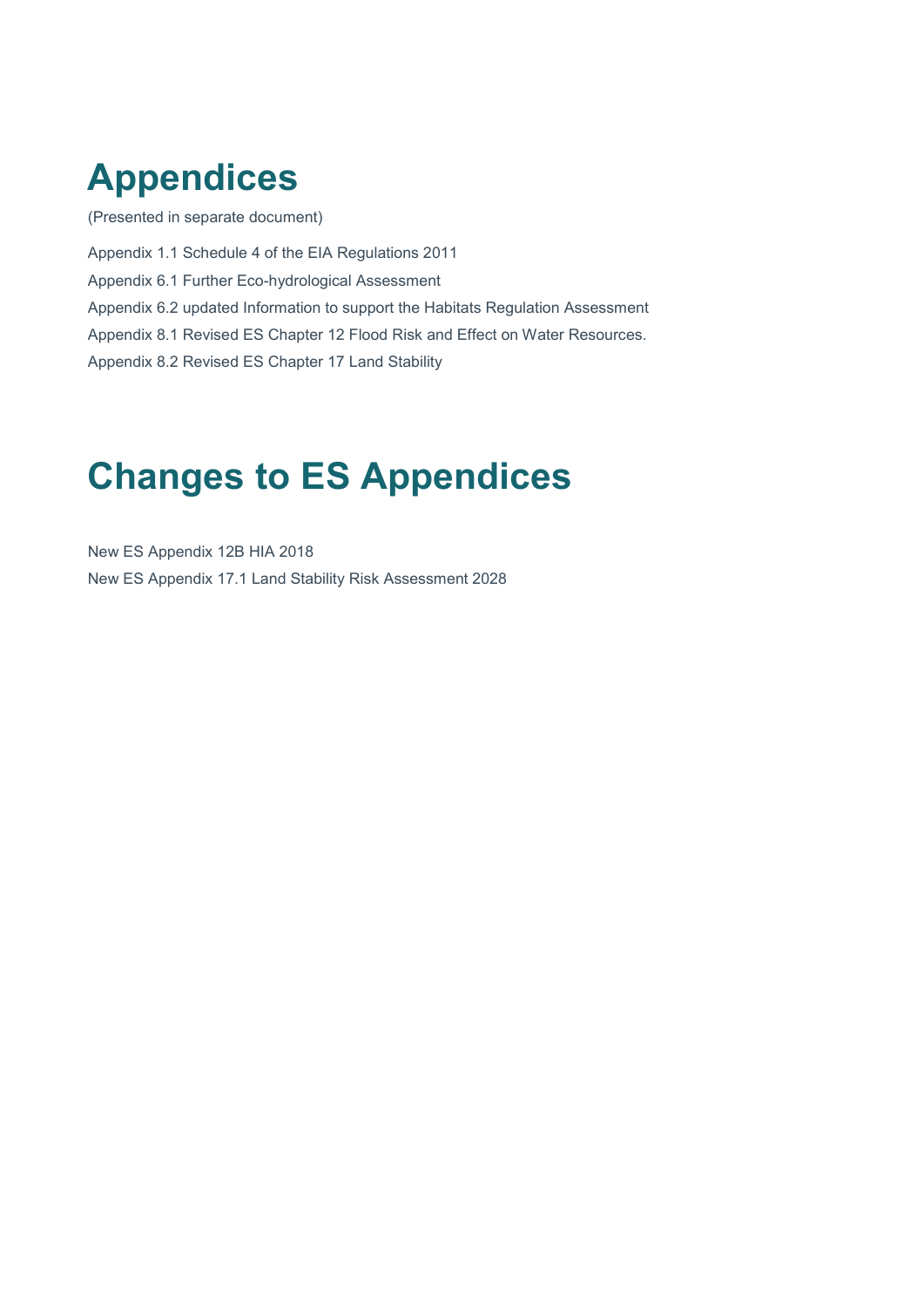# Appendices

(Presented in separate document)

Appendix 1.1 Schedule 4 of the EIA Regulations 2011

Appendix 6.1 Further Eco-hydrological Assessment

Appendix 6.2 updated Information to support the Habitats Regulation Assessment

Appendix 8.1 Revised ES Chapter 12 Flood Risk and Effect on Water Resources.

Appendix 8.2 Revised ES Chapter 17 Land Stability

# Changes to ES Appendices

New ES Appendix 12B HIA 2018

New ES Appendix 17.1 Land Stability Risk Assessment 2028